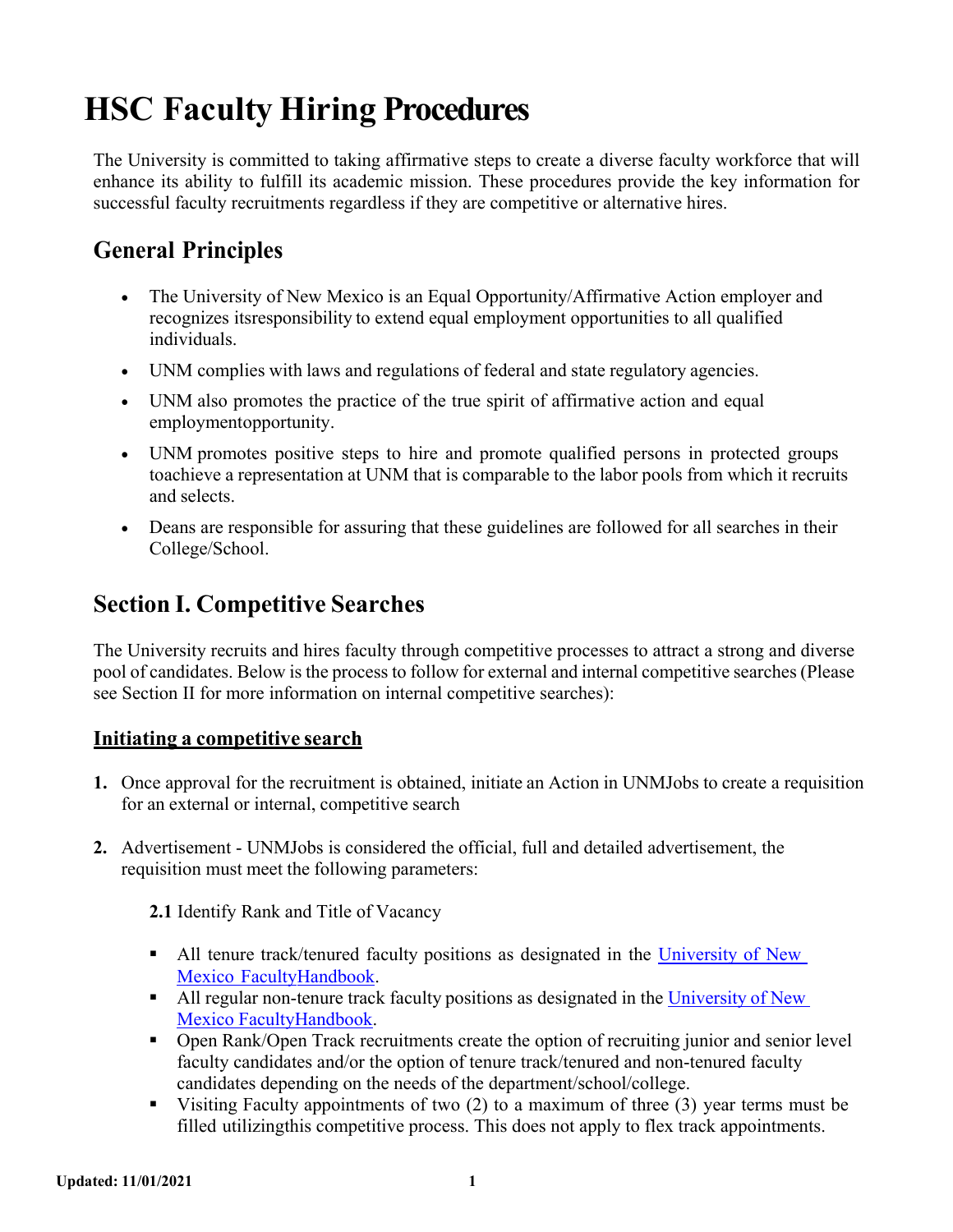# HSC Faculty Hiring Procedures

The University is committed to taking affirmative steps to create a diverse faculty workforce that will enhance its ability to fulfill its academic mission. These procedures provide the key information for successful faculty recruitments regardless if they are competitive or alternative hires.

## General Principles

- The University of New Mexico is an Equal Opportunity/Affirmative Action employer and recognizes itsresponsibility to extend equal employment opportunities to all qualified individuals.
- UNM complies with laws and regulations of federal and state regulatory agencies.
- UNM also promotes the practice of the true spirit of affirmative action and equal employmentopportunity.
- UNM promotes positive steps to hire and promote qualified persons in protected groups toachieve a representation at UNM that is comparable to the labor pools from which it recruits and selects.
- Deans are responsible for assuring that these guidelines are followed for all searches in their College/School.

## Section I. Competitive Searches

The University recruits and hires faculty through competitive processes to attract a strong and diverse pool of candidates. Below is the process to follow for external and internal competitive searches (Please see Section II for more information on internal competitive searches):

### Initiating a competitive search

1. Once approval for the recruitment is obtained, initiate an Action in UNMJobs to create a requisition for an external or internal, competitive search

2. Advertisement - UNMJobs is considered the official, full and detailed advertisement, the requisition must meet the following parameters:

   **2.1** Identify Rank and Title of Vacancy

   - All tenure track/tenured faculty positions as designated in the University of New Mexico FacultyHandbook.
   - All regular non-tenure track faculty positions as designated in the University of New Mexico FacultyHandbook.
   - Open Rank/Open Track recruitments create the option of recruiting junior and senior level faculty candidates and/or the option of tenure track/tenured and non-tenured faculty candidates depending on the needs of the department/school/college.
   - Visiting Faculty appointments of two (2) to a maximum of three (3) year terms must be filled utilizingthis competitive process. This does not apply to flex track appointments.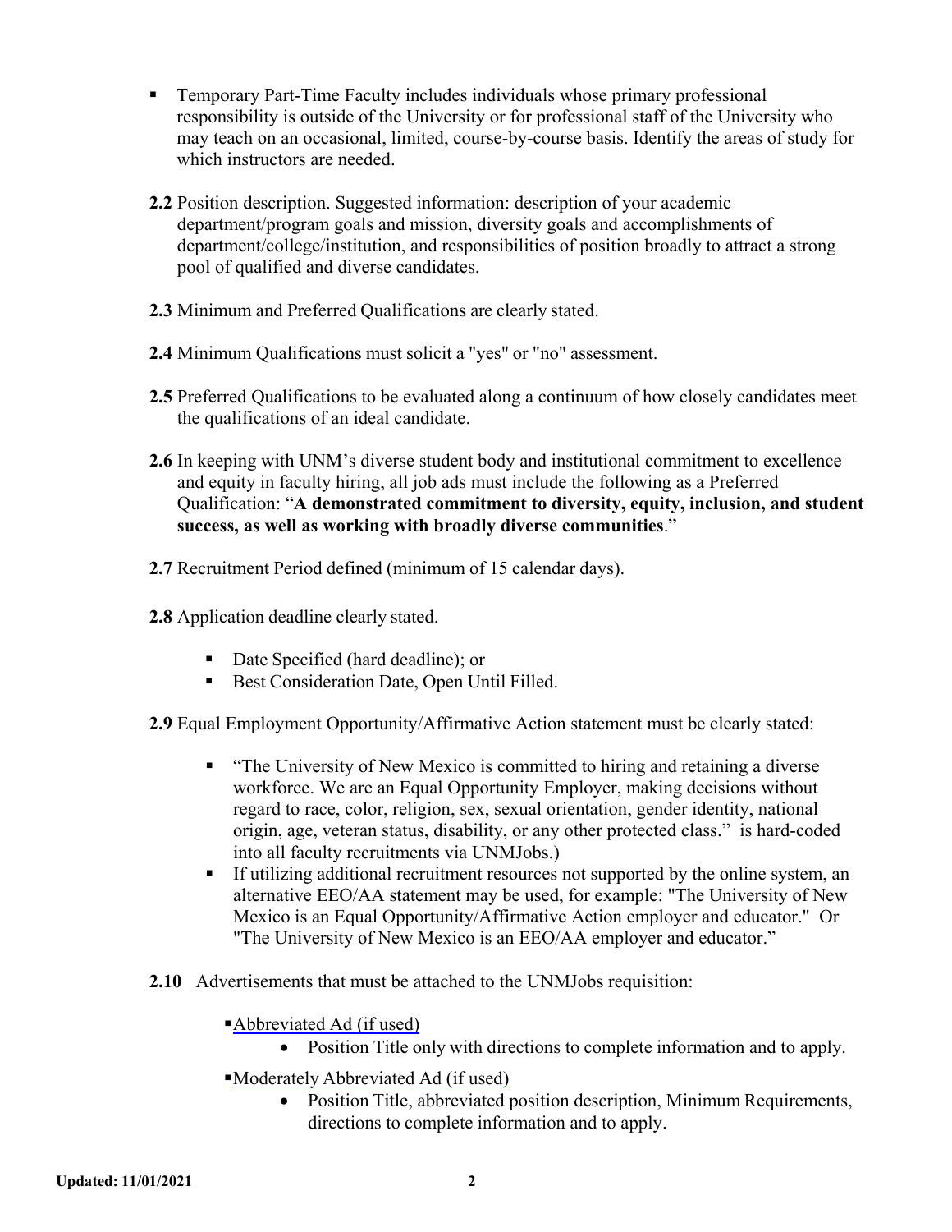- Temporary Part-Time Faculty includes individuals whose primary professional responsibility is outside of the University or for professional staff of the University who may teach on an occasional, limited, course-by-course basis. Identify the areas of study for which instructors are needed.

**2.2** Position description. Suggested information: description of your academic department/program goals and mission, diversity goals and accomplishments of department/college/institution, and responsibilities of position broadly to attract a strong pool of qualified and diverse candidates.

**2.3** Minimum and Preferred Qualifications are clearly stated.

**2.4** Minimum Qualifications must solicit a "yes" or "no" assessment.

**2.5** Preferred Qualifications to be evaluated along a continuum of how closely candidates meet the qualifications of an ideal candidate.

**2.6** In keeping with UNM's diverse student body and institutional commitment to excellence and equity in faculty hiring, all job ads must include the following as a Preferred Qualification: "**A demonstrated commitment to diversity, equity, inclusion, and student success, as well as working with broadly diverse communities**."

**2.7** Recruitment Period defined (minimum of 15 calendar days).

**2.8** Application deadline clearly stated.

- Date Specified (hard deadline); or
- Best Consideration Date, Open Until Filled.

**2.9** Equal Employment Opportunity/Affirmative Action statement must be clearly stated:

- "The University of New Mexico is committed to hiring and retaining a diverse workforce. We are an Equal Opportunity Employer, making decisions without regard to race, color, religion, sex, sexual orientation, gender identity, national origin, age, veteran status, disability, or any other protected class." is hard-coded into all faculty recruitments via UNMJobs.)
- If utilizing additional recruitment resources not supported by the online system, an alternative EEO/AA statement may be used, for example: "The University of New Mexico is an Equal Opportunity/Affirmative Action employer and educator." Or "The University of New Mexico is an EEO/AA employer and educator."

**2.10** Advertisements that must be attached to the UNMJobs requisition:

- Abbreviated Ad (if used)
  - Position Title only with directions to complete information and to apply.
- Moderately Abbreviated Ad (if used)
  - Position Title, abbreviated position description, Minimum Requirements, directions to complete information and to apply.

**Updated: 11/01/2021**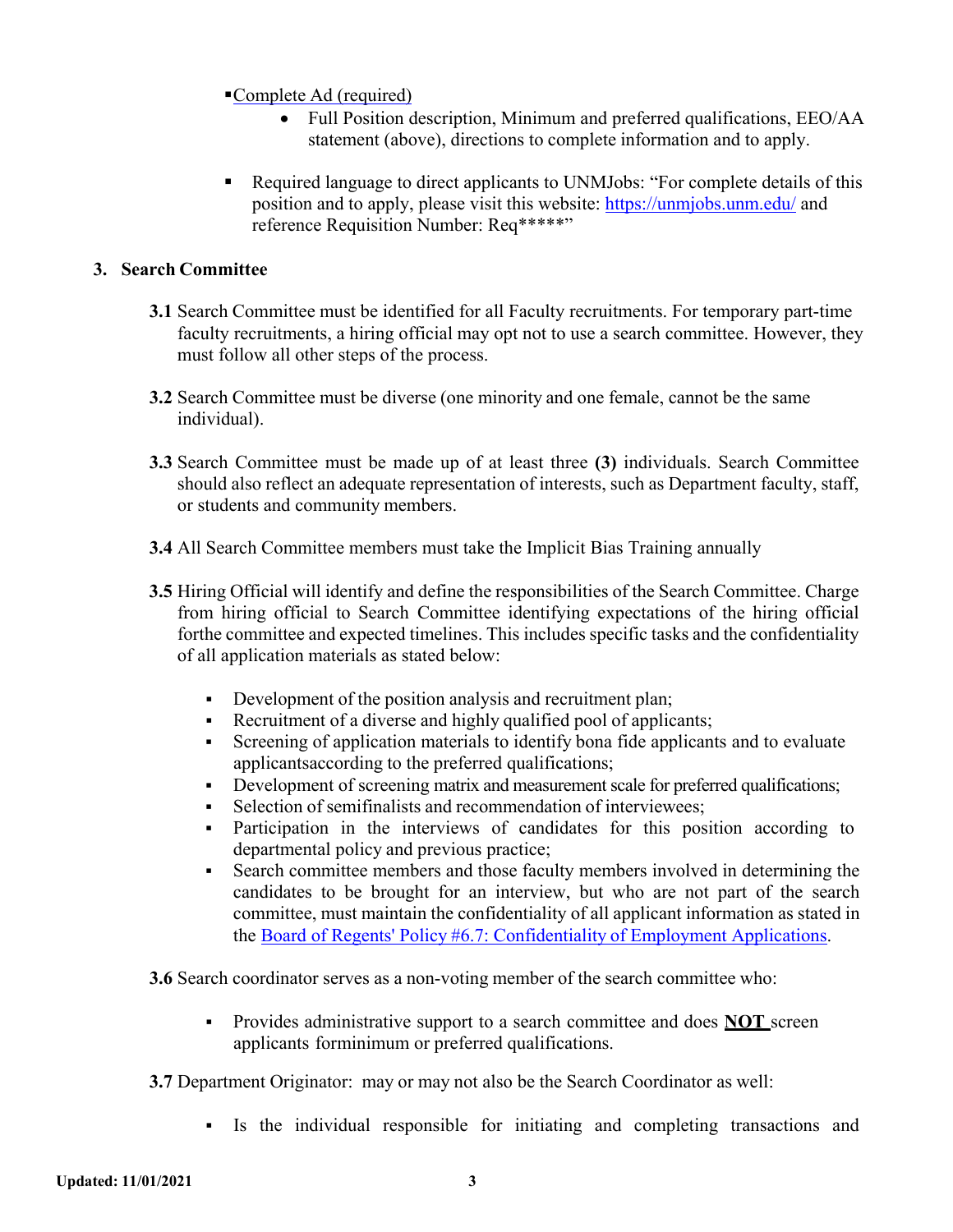- Complete Ad (required)
  - Full Position description, Minimum and preferred qualifications, EEO/AA statement (above), directions to complete information and to apply.

- Required language to direct applicants to UNMJobs: "For complete details of this position and to apply, please visit this website: https://unmjobs.unm.edu/ and reference Requisition Number: Req*****"

## 3. Search Committee

**3.1** Search Committee must be identified for all Faculty recruitments. For temporary part-time faculty recruitments, a hiring official may opt not to use a search committee. However, they must follow all other steps of the process.

**3.2** Search Committee must be diverse (one minority and one female, cannot be the same individual).

**3.3** Search Committee must be made up of at least three **(3)** individuals. Search Committee should also reflect an adequate representation of interests, such as Department faculty, staff, or students and community members.

**3.4** All Search Committee members must take the Implicit Bias Training annually

**3.5** Hiring Official will identify and define the responsibilities of the Search Committee. Charge from hiring official to Search Committee identifying expectations of the hiring official forthe committee and expected timelines. This includes specific tasks and the confidentiality of all application materials as stated below:

- Development of the position analysis and recruitment plan;
- Recruitment of a diverse and highly qualified pool of applicants;
- Screening of application materials to identify bona fide applicants and to evaluate applicantsaccording to the preferred qualifications;
- Development of screening matrix and measurement scale for preferred qualifications;
- Selection of semifinalists and recommendation of interviewees;
- Participation in the interviews of candidates for this position according to departmental policy and previous practice;
- Search committee members and those faculty members involved in determining the candidates to be brought for an interview, but who are not part of the search committee, must maintain the confidentiality of all applicant information as stated in the Board of Regents' Policy #6.7: Confidentiality of Employment Applications.

**3.6** Search coordinator serves as a non-voting member of the search committee who:

- Provides administrative support to a search committee and does **NOT** screen applicants forminimum or preferred qualifications.

**3.7** Department Originator: may or may not also be the Search Coordinator as well:

- Is the individual responsible for initiating and completing transactions and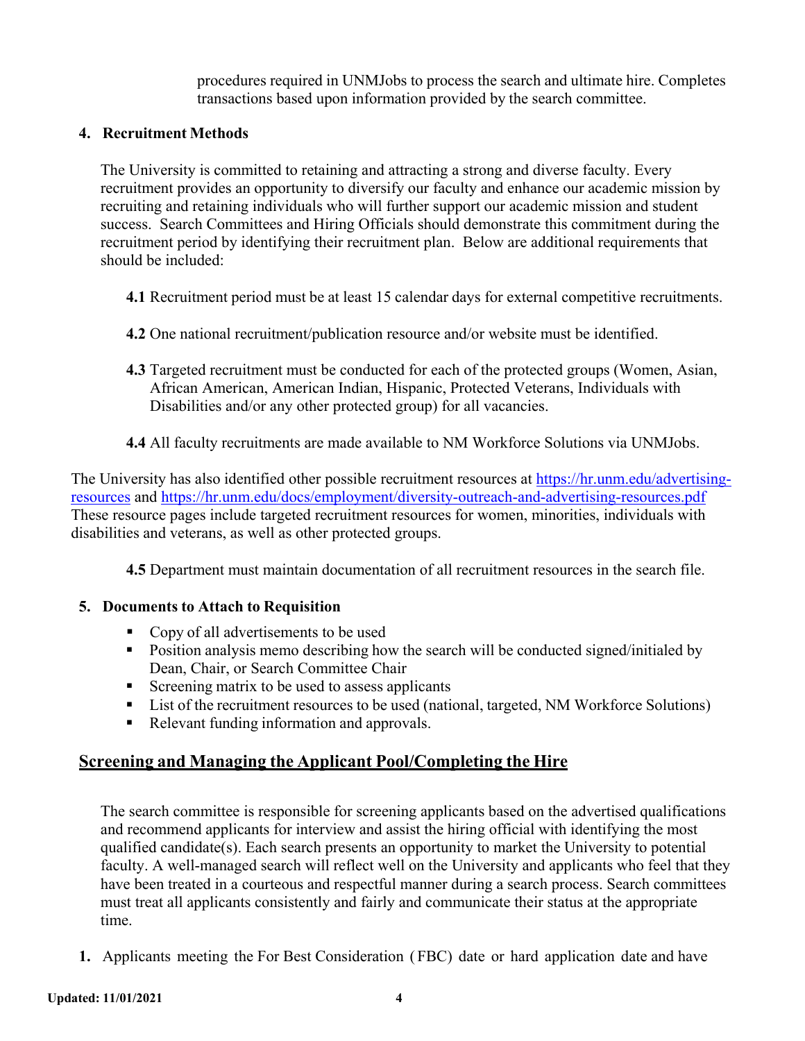procedures required in UNMJobs to process the search and ultimate hire. Completes transactions based upon information provided by the search committee.

**4. Recruitment Methods**

The University is committed to retaining and attracting a strong and diverse faculty. Every recruitment provides an opportunity to diversify our faculty and enhance our academic mission by recruiting and retaining individuals who will further support our academic mission and student success. Search Committees and Hiring Officials should demonstrate this commitment during the recruitment period by identifying their recruitment plan. Below are additional requirements that should be included:

**4.1** Recruitment period must be at least 15 calendar days for external competitive recruitments.

**4.2** One national recruitment/publication resource and/or website must be identified.

**4.3** Targeted recruitment must be conducted for each of the protected groups (Women, Asian, African American, American Indian, Hispanic, Protected Veterans, Individuals with Disabilities and/or any other protected group) for all vacancies.

**4.4** All faculty recruitments are made available to NM Workforce Solutions via UNMJobs.

The University has also identified other possible recruitment resources at [https://hr.unm.edu/advertising-resources](https://hr.unm.edu/advertising-resources) and [https://hr.unm.edu/docs/employment/diversity-outreach-and-advertising-resources.pdf](https://hr.unm.edu/docs/employment/diversity-outreach-and-advertising-resources.pdf) These resource pages include targeted recruitment resources for women, minorities, individuals with disabilities and veterans, as well as other protected groups.

**4.5** Department must maintain documentation of all recruitment resources in the search file.

**5. Documents to Attach to Requisition**

- Copy of all advertisements to be used
- Position analysis memo describing how the search will be conducted signed/initialed by Dean, Chair, or Search Committee Chair
- Screening matrix to be used to assess applicants
- List of the recruitment resources to be used (national, targeted, NM Workforce Solutions)
- Relevant funding information and approvals.

## Screening and Managing the Applicant Pool/Completing the Hire

The search committee is responsible for screening applicants based on the advertised qualifications and recommend applicants for interview and assist the hiring official with identifying the most qualified candidate(s). Each search presents an opportunity to market the University to potential faculty. A well-managed search will reflect well on the University and applicants who feel that they have been treated in a courteous and respectful manner during a search process. Search committees must treat all applicants consistently and fairly and communicate their status at the appropriate time.

1. Applicants meeting the For Best Consideration (FBC) date or hard application date and have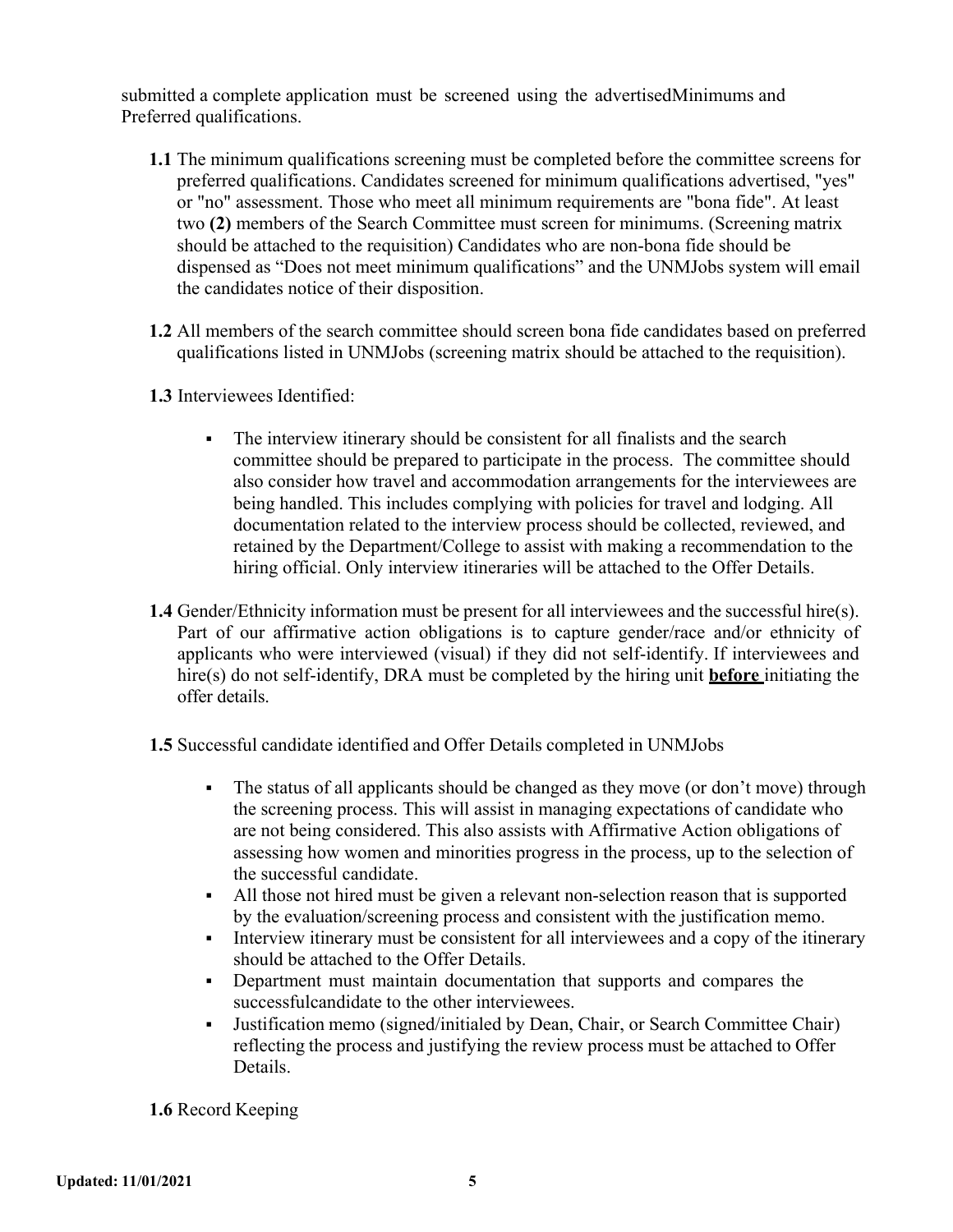submitted a complete application must be screened using the advertisedMinimums and Preferred qualifications.

**1.1** The minimum qualifications screening must be completed before the committee screens for preferred qualifications. Candidates screened for minimum qualifications advertised, "yes" or "no" assessment. Those who meet all minimum requirements are "bona fide". At least two **(2)** members of the Search Committee must screen for minimums. (Screening matrix should be attached to the requisition) Candidates who are non-bona fide should be dispensed as "Does not meet minimum qualifications" and the UNMJobs system will email the candidates notice of their disposition.

**1.2** All members of the search committee should screen bona fide candidates based on preferred qualifications listed in UNMJobs (screening matrix should be attached to the requisition).

**1.3** Interviewees Identified:

- The interview itinerary should be consistent for all finalists and the search committee should be prepared to participate in the process. The committee should also consider how travel and accommodation arrangements for the interviewees are being handled. This includes complying with policies for travel and lodging. All documentation related to the interview process should be collected, reviewed, and retained by the Department/College to assist with making a recommendation to the hiring official. Only interview itineraries will be attached to the Offer Details.

**1.4** Gender/Ethnicity information must be present for all interviewees and the successful hire(s). Part of our affirmative action obligations is to capture gender/race and/or ethnicity of applicants who were interviewed (visual) if they did not self-identify. If interviewees and hire(s) do not self-identify, DRA must be completed by the hiring unit **before** initiating the offer details.

**1.5** Successful candidate identified and Offer Details completed in UNMJobs

- The status of all applicants should be changed as they move (or don't move) through the screening process. This will assist in managing expectations of candidate who are not being considered. This also assists with Affirmative Action obligations of assessing how women and minorities progress in the process, up to the selection of the successful candidate.
- All those not hired must be given a relevant non-selection reason that is supported by the evaluation/screening process and consistent with the justification memo.
- Interview itinerary must be consistent for all interviewees and a copy of the itinerary should be attached to the Offer Details.
- Department must maintain documentation that supports and compares the successfulcandidate to the other interviewees.
- Justification memo (signed/initialed by Dean, Chair, or Search Committee Chair) reflecting the process and justifying the review process must be attached to Offer Details.

**1.6** Record Keeping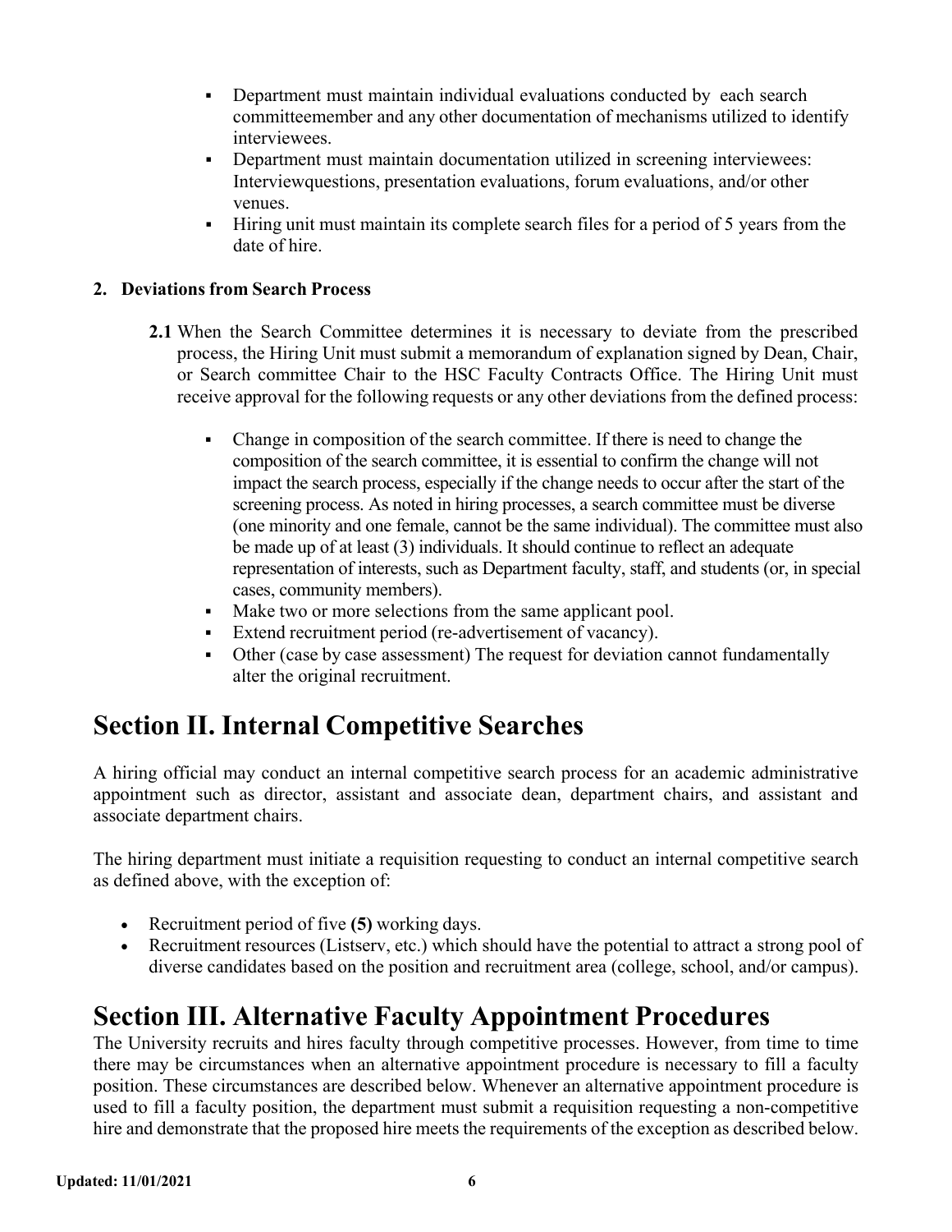- Department must maintain individual evaluations conducted by each search committeemember and any other documentation of mechanisms utilized to identify interviewees.
- Department must maintain documentation utilized in screening interviewees: Interviewquestions, presentation evaluations, forum evaluations, and/or other venues.
- Hiring unit must maintain its complete search files for a period of 5 years from the date of hire.

**2. Deviations from Search Process**

**2.1** When the Search Committee determines it is necessary to deviate from the prescribed process, the Hiring Unit must submit a memorandum of explanation signed by Dean, Chair, or Search committee Chair to the HSC Faculty Contracts Office. The Hiring Unit must receive approval for the following requests or any other deviations from the defined process:

- Change in composition of the search committee. If there is need to change the composition of the search committee, it is essential to confirm the change will not impact the search process, especially if the change needs to occur after the start of the screening process. As noted in hiring processes, a search committee must be diverse (one minority and one female, cannot be the same individual). The committee must also be made up of at least (3) individuals. It should continue to reflect an adequate representation of interests, such as Department faculty, staff, and students (or, in special cases, community members).
- Make two or more selections from the same applicant pool.
- Extend recruitment period (re-advertisement of vacancy).
- Other (case by case assessment) The request for deviation cannot fundamentally alter the original recruitment.

# Section II. Internal Competitive Searches

A hiring official may conduct an internal competitive search process for an academic administrative appointment such as director, assistant and associate dean, department chairs, and assistant and associate department chairs.

The hiring department must initiate a requisition requesting to conduct an internal competitive search as defined above, with the exception of:

- Recruitment period of five **(5)** working days.
- Recruitment resources (Listserv, etc.) which should have the potential to attract a strong pool of diverse candidates based on the position and recruitment area (college, school, and/or campus).

# Section III. Alternative Faculty Appointment Procedures

The University recruits and hires faculty through competitive processes. However, from time to time there may be circumstances when an alternative appointment procedure is necessary to fill a faculty position. These circumstances are described below. Whenever an alternative appointment procedure is used to fill a faculty position, the department must submit a requisition requesting a non-competitive hire and demonstrate that the proposed hire meets the requirements of the exception as described below.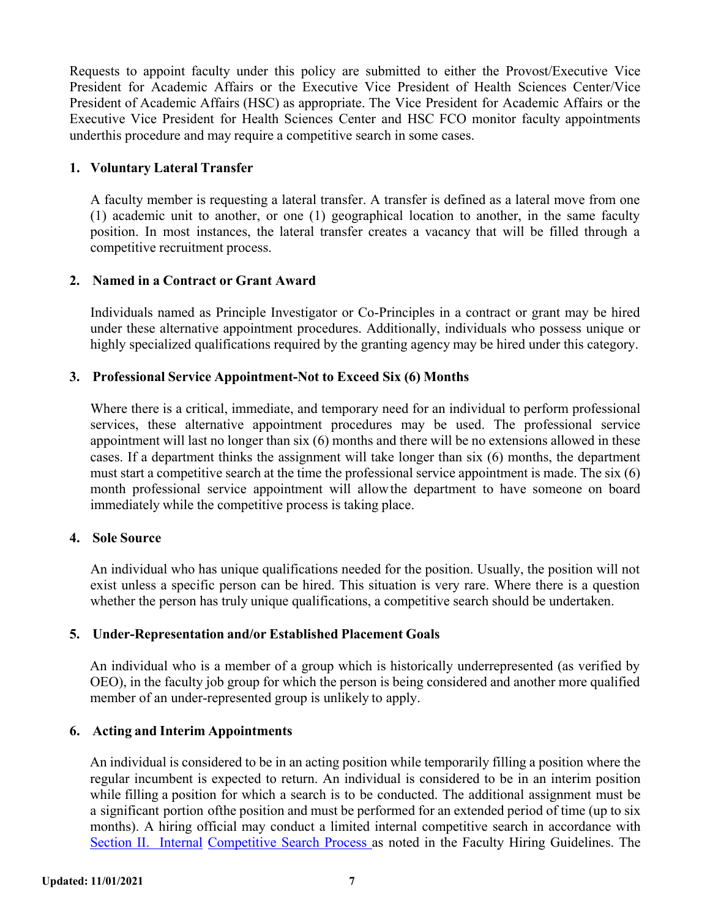Requests to appoint faculty under this policy are submitted to either the Provost/Executive Vice President for Academic Affairs or the Executive Vice President of Health Sciences Center/Vice President of Academic Affairs (HSC) as appropriate. The Vice President for Academic Affairs or the Executive Vice President for Health Sciences Center and HSC FCO monitor faculty appointments underthis procedure and may require a competitive search in some cases.

**1. Voluntary Lateral Transfer**

A faculty member is requesting a lateral transfer. A transfer is defined as a lateral move from one (1) academic unit to another, or one (1) geographical location to another, in the same faculty position. In most instances, the lateral transfer creates a vacancy that will be filled through a competitive recruitment process.

**2. Named in a Contract or Grant Award**

Individuals named as Principle Investigator or Co-Principles in a contract or grant may be hired under these alternative appointment procedures. Additionally, individuals who possess unique or highly specialized qualifications required by the granting agency may be hired under this category.

**3. Professional Service Appointment-Not to Exceed Six (6) Months**

Where there is a critical, immediate, and temporary need for an individual to perform professional services, these alternative appointment procedures may be used. The professional service appointment will last no longer than six (6) months and there will be no extensions allowed in these cases. If a department thinks the assignment will take longer than six (6) months, the department must start a competitive search at the time the professional service appointment is made. The six (6) month professional service appointment will allow the department to have someone on board immediately while the competitive process is taking place.

**4. Sole Source**

An individual who has unique qualifications needed for the position. Usually, the position will not exist unless a specific person can be hired. This situation is very rare. Where there is a question whether the person has truly unique qualifications, a competitive search should be undertaken.

**5. Under-Representation and/or Established Placement Goals**

An individual who is a member of a group which is historically underrepresented (as verified by OEO), in the faculty job group for which the person is being considered and another more qualified member of an under-represented group is unlikely to apply.

**6. Acting and Interim Appointments**

An individual is considered to be in an acting position while temporarily filling a position where the regular incumbent is expected to return. An individual is considered to be in an interim position while filling a position for which a search is to be conducted. The additional assignment must be a significant portion ofthe position and must be performed for an extended period of time (up to six months). A hiring official may conduct a limited internal competitive search in accordance with Section II. Internal Competitive Search Process as noted in the Faculty Hiring Guidelines. The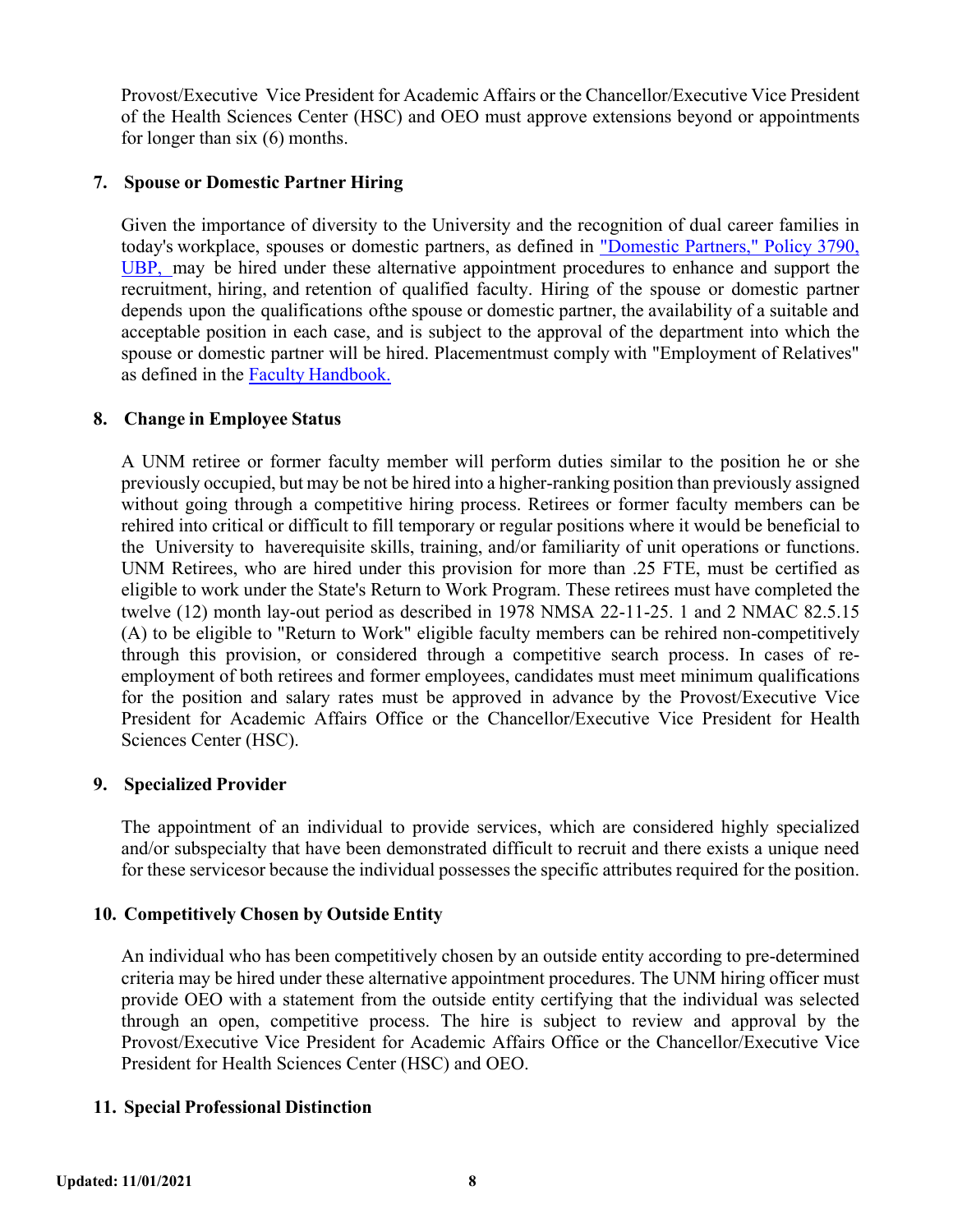Provost/Executive Vice President for Academic Affairs or the Chancellor/Executive Vice President of the Health Sciences Center (HSC) and OEO must approve extensions beyond or appointments for longer than six (6) months.

### 7. Spouse or Domestic Partner Hiring

Given the importance of diversity to the University and the recognition of dual career families in today's workplace, spouses or domestic partners, as defined in "Domestic Partners," Policy 3790, UBP, may be hired under these alternative appointment procedures to enhance and support the recruitment, hiring, and retention of qualified faculty. Hiring of the spouse or domestic partner depends upon the qualifications ofthe spouse or domestic partner, the availability of a suitable and acceptable position in each case, and is subject to the approval of the department into which the spouse or domestic partner will be hired. Placementmust comply with "Employment of Relatives" as defined in the Faculty Handbook.

### 8. Change in Employee Status

A UNM retiree or former faculty member will perform duties similar to the position he or she previously occupied, but may be not be hired into a higher-ranking position than previously assigned without going through a competitive hiring process. Retirees or former faculty members can be rehired into critical or difficult to fill temporary or regular positions where it would be beneficial to the University to haverequisite skills, training, and/or familiarity of unit operations or functions. UNM Retirees, who are hired under this provision for more than .25 FTE, must be certified as eligible to work under the State's Return to Work Program. These retirees must have completed the twelve (12) month lay-out period as described in 1978 NMSA 22-11-25. 1 and 2 NMAC 82.5.15 (A) to be eligible to "Return to Work" eligible faculty members can be rehired non-competitively through this provision, or considered through a competitive search process. In cases of re-employment of both retirees and former employees, candidates must meet minimum qualifications for the position and salary rates must be approved in advance by the Provost/Executive Vice President for Academic Affairs Office or the Chancellor/Executive Vice President for Health Sciences Center (HSC).

### 9. Specialized Provider

The appointment of an individual to provide services, which are considered highly specialized and/or subspecialty that have been demonstrated difficult to recruit and there exists a unique need for these servicesor because the individual possesses the specific attributes required for the position.

### 10. Competitively Chosen by Outside Entity

An individual who has been competitively chosen by an outside entity according to pre-determined criteria may be hired under these alternative appointment procedures. The UNM hiring officer must provide OEO with a statement from the outside entity certifying that the individual was selected through an open, competitive process. The hire is subject to review and approval by the Provost/Executive Vice President for Academic Affairs Office or the Chancellor/Executive Vice President for Health Sciences Center (HSC) and OEO.

### 11. Special Professional Distinction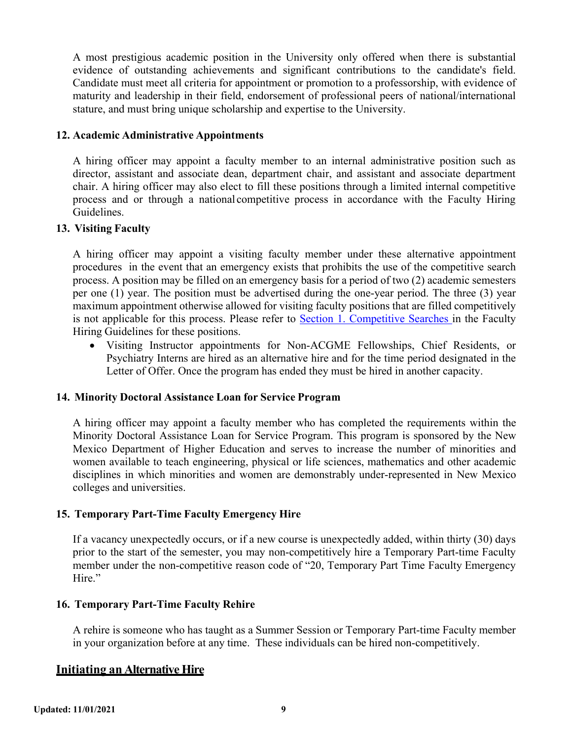A most prestigious academic position in the University only offered when there is substantial evidence of outstanding achievements and significant contributions to the candidate's field. Candidate must meet all criteria for appointment or promotion to a professorship, with evidence of maturity and leadership in their field, endorsement of professional peers of national/international stature, and must bring unique scholarship and expertise to the University.

### 12. Academic Administrative Appointments

A hiring officer may appoint a faculty member to an internal administrative position such as director, assistant and associate dean, department chair, and assistant and associate department chair. A hiring officer may also elect to fill these positions through a limited internal competitive process and or through a national competitive process in accordance with the Faculty Hiring Guidelines.

### 13. Visiting Faculty

A hiring officer may appoint a visiting faculty member under these alternative appointment procedures in the event that an emergency exists that prohibits the use of the competitive search process. A position may be filled on an emergency basis for a period of two (2) academic semesters per one (1) year. The position must be advertised during the one-year period. The three (3) year maximum appointment otherwise allowed for visiting faculty positions that are filled competitively is not applicable for this process. Please refer to Section 1. Competitive Searches in the Faculty Hiring Guidelines for these positions.

- Visiting Instructor appointments for Non-ACGME Fellowships, Chief Residents, or Psychiatry Interns are hired as an alternative hire and for the time period designated in the Letter of Offer. Once the program has ended they must be hired in another capacity.

### 14. Minority Doctoral Assistance Loan for Service Program

A hiring officer may appoint a faculty member who has completed the requirements within the Minority Doctoral Assistance Loan for Service Program. This program is sponsored by the New Mexico Department of Higher Education and serves to increase the number of minorities and women available to teach engineering, physical or life sciences, mathematics and other academic disciplines in which minorities and women are demonstrably under-represented in New Mexico colleges and universities.

### 15. Temporary Part-Time Faculty Emergency Hire

If a vacancy unexpectedly occurs, or if a new course is unexpectedly added, within thirty (30) days prior to the start of the semester, you may non-competitively hire a Temporary Part-time Faculty member under the non-competitive reason code of "20, Temporary Part Time Faculty Emergency Hire."

### 16. Temporary Part-Time Faculty Rehire

A rehire is someone who has taught as a Summer Session or Temporary Part-time Faculty member in your organization before at any time. These individuals can be hired non-competitively.

## Initiating an Alternative Hire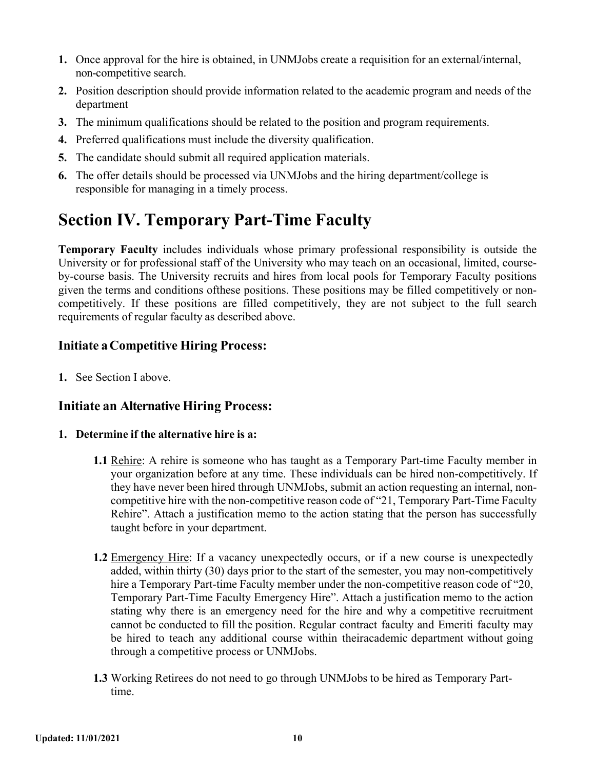1. Once approval for the hire is obtained, in UNMJobs create a requisition for an external/internal, non-competitive search.
2. Position description should provide information related to the academic program and needs of the department
3. The minimum qualifications should be related to the position and program requirements.
4. Preferred qualifications must include the diversity qualification.
5. The candidate should submit all required application materials.
6. The offer details should be processed via UNMJobs and the hiring department/college is responsible for managing in a timely process.

# Section IV. Temporary Part-Time Faculty

**Temporary Faculty** includes individuals whose primary professional responsibility is outside the University or for professional staff of the University who may teach on an occasional, limited, course-by-course basis. The University recruits and hires from local pools for Temporary Faculty positions given the terms and conditions ofthese positions. These positions may be filled competitively or non-competitively. If these positions are filled competitively, they are not subject to the full search requirements of regular faculty as described above.

## Initiate a Competitive Hiring Process:

1. See Section I above.

## Initiate an Alternative Hiring Process:

1. **Determine if the alternative hire is a:**

   **1.1** Rehire: A rehire is someone who has taught as a Temporary Part-time Faculty member in your organization before at any time. These individuals can be hired non-competitively. If they have never been hired through UNMJobs, submit an action requesting an internal, non-competitive hire with the non-competitive reason code of "21, Temporary Part-Time Faculty Rehire". Attach a justification memo to the action stating that the person has successfully taught before in your department.

   **1.2** Emergency Hire: If a vacancy unexpectedly occurs, or if a new course is unexpectedly added, within thirty (30) days prior to the start of the semester, you may non-competitively hire a Temporary Part-time Faculty member under the non-competitive reason code of "20, Temporary Part-Time Faculty Emergency Hire". Attach a justification memo to the action stating why there is an emergency need for the hire and why a competitive recruitment cannot be conducted to fill the position. Regular contract faculty and Emeriti faculty may be hired to teach any additional course within theiracademic department without going through a competitive process or UNMJobs.

   **1.3** Working Retirees do not need to go through UNMJobs to be hired as Temporary Part-time.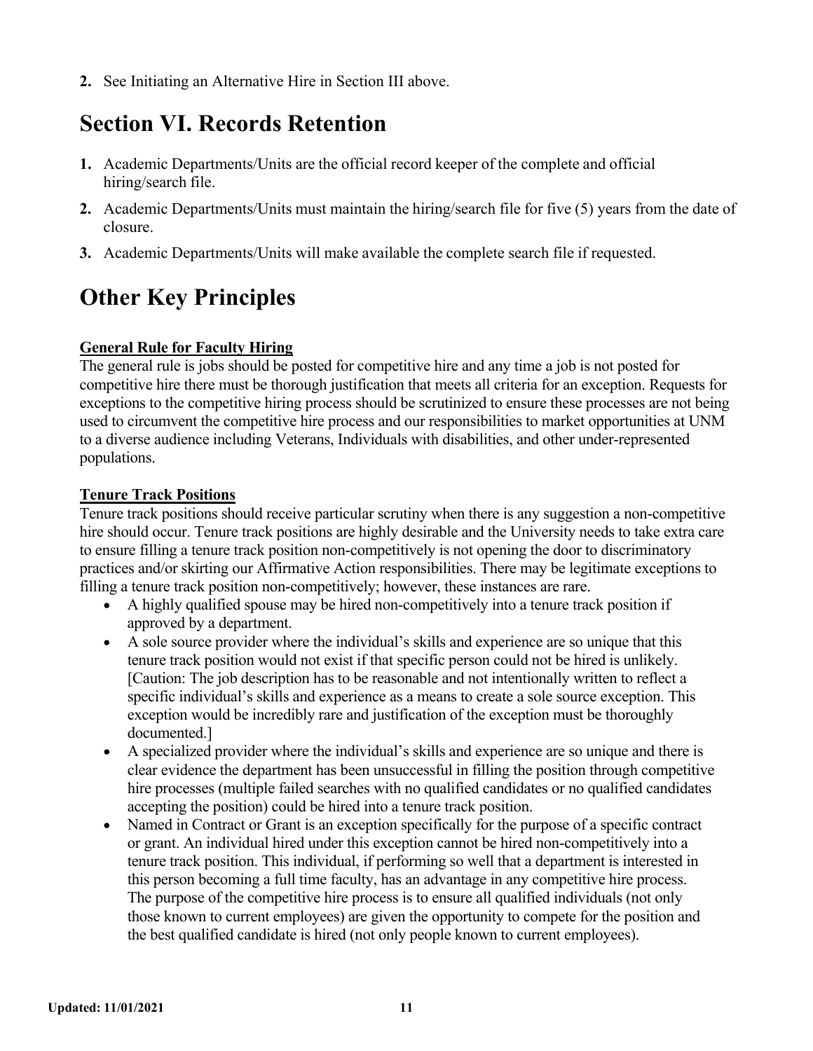2. See Initiating an Alternative Hire in Section III above.

# Section VI. Records Retention

1. Academic Departments/Units are the official record keeper of the complete and official hiring/search file.
2. Academic Departments/Units must maintain the hiring/search file for five (5) years from the date of closure.
3. Academic Departments/Units will make available the complete search file if requested.

# Other Key Principles

**General Rule for Faculty Hiring**

The general rule is jobs should be posted for competitive hire and any time a job is not posted for competitive hire there must be thorough justification that meets all criteria for an exception. Requests for exceptions to the competitive hiring process should be scrutinized to ensure these processes are not being used to circumvent the competitive hire process and our responsibilities to market opportunities at UNM to a diverse audience including Veterans, Individuals with disabilities, and other under-represented populations.

**Tenure Track Positions**

Tenure track positions should receive particular scrutiny when there is any suggestion a non-competitive hire should occur. Tenure track positions are highly desirable and the University needs to take extra care to ensure filling a tenure track position non-competitively is not opening the door to discriminatory practices and/or skirting our Affirmative Action responsibilities. There may be legitimate exceptions to filling a tenure track position non-competitively; however, these instances are rare.

- A highly qualified spouse may be hired non-competitively into a tenure track position if approved by a department.
- A sole source provider where the individual's skills and experience are so unique that this tenure track position would not exist if that specific person could not be hired is unlikely. [Caution: The job description has to be reasonable and not intentionally written to reflect a specific individual's skills and experience as a means to create a sole source exception. This exception would be incredibly rare and justification of the exception must be thoroughly documented.]
- A specialized provider where the individual's skills and experience are so unique and there is clear evidence the department has been unsuccessful in filling the position through competitive hire processes (multiple failed searches with no qualified candidates or no qualified candidates accepting the position) could be hired into a tenure track position.
- Named in Contract or Grant is an exception specifically for the purpose of a specific contract or grant. An individual hired under this exception cannot be hired non-competitively into a tenure track position. This individual, if performing so well that a department is interested in this person becoming a full time faculty, has an advantage in any competitive hire process. The purpose of the competitive hire process is to ensure all qualified individuals (not only those known to current employees) are given the opportunity to compete for the position and the best qualified candidate is hired (not only people known to current employees).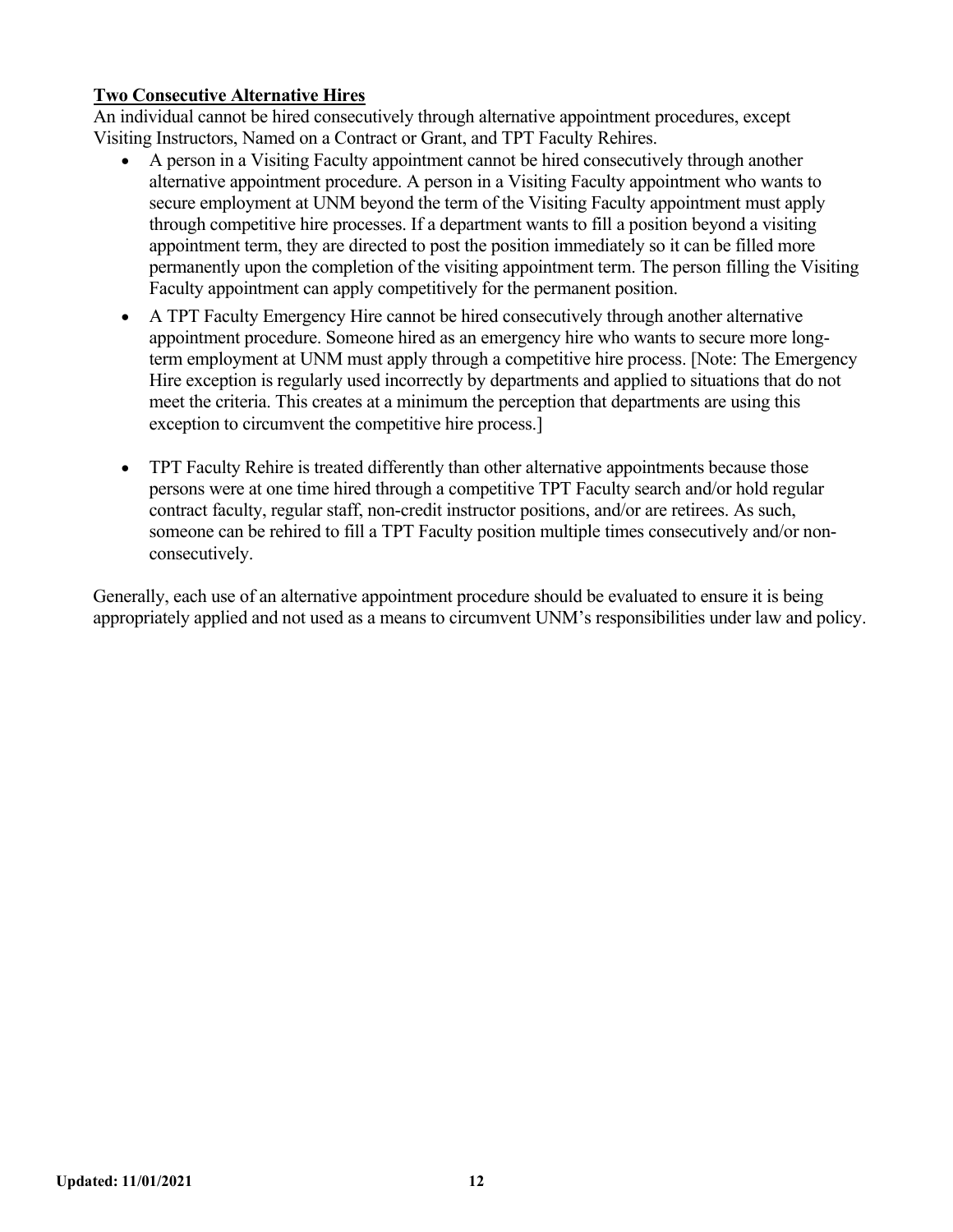**Two Consecutive Alternative Hires**

An individual cannot be hired consecutively through alternative appointment procedures, except Visiting Instructors, Named on a Contract or Grant, and TPT Faculty Rehires.

- A person in a Visiting Faculty appointment cannot be hired consecutively through another alternative appointment procedure. A person in a Visiting Faculty appointment who wants to secure employment at UNM beyond the term of the Visiting Faculty appointment must apply through competitive hire processes. If a department wants to fill a position beyond a visiting appointment term, they are directed to post the position immediately so it can be filled more permanently upon the completion of the visiting appointment term. The person filling the Visiting Faculty appointment can apply competitively for the permanent position.
- A TPT Faculty Emergency Hire cannot be hired consecutively through another alternative appointment procedure. Someone hired as an emergency hire who wants to secure more long-term employment at UNM must apply through a competitive hire process. [Note: The Emergency Hire exception is regularly used incorrectly by departments and applied to situations that do not meet the criteria. This creates at a minimum the perception that departments are using this exception to circumvent the competitive hire process.]
- TPT Faculty Rehire is treated differently than other alternative appointments because those persons were at one time hired through a competitive TPT Faculty search and/or hold regular contract faculty, regular staff, non-credit instructor positions, and/or are retirees. As such, someone can be rehired to fill a TPT Faculty position multiple times consecutively and/or non-consecutively.

Generally, each use of an alternative appointment procedure should be evaluated to ensure it is being appropriately applied and not used as a means to circumvent UNM's responsibilities under law and policy.